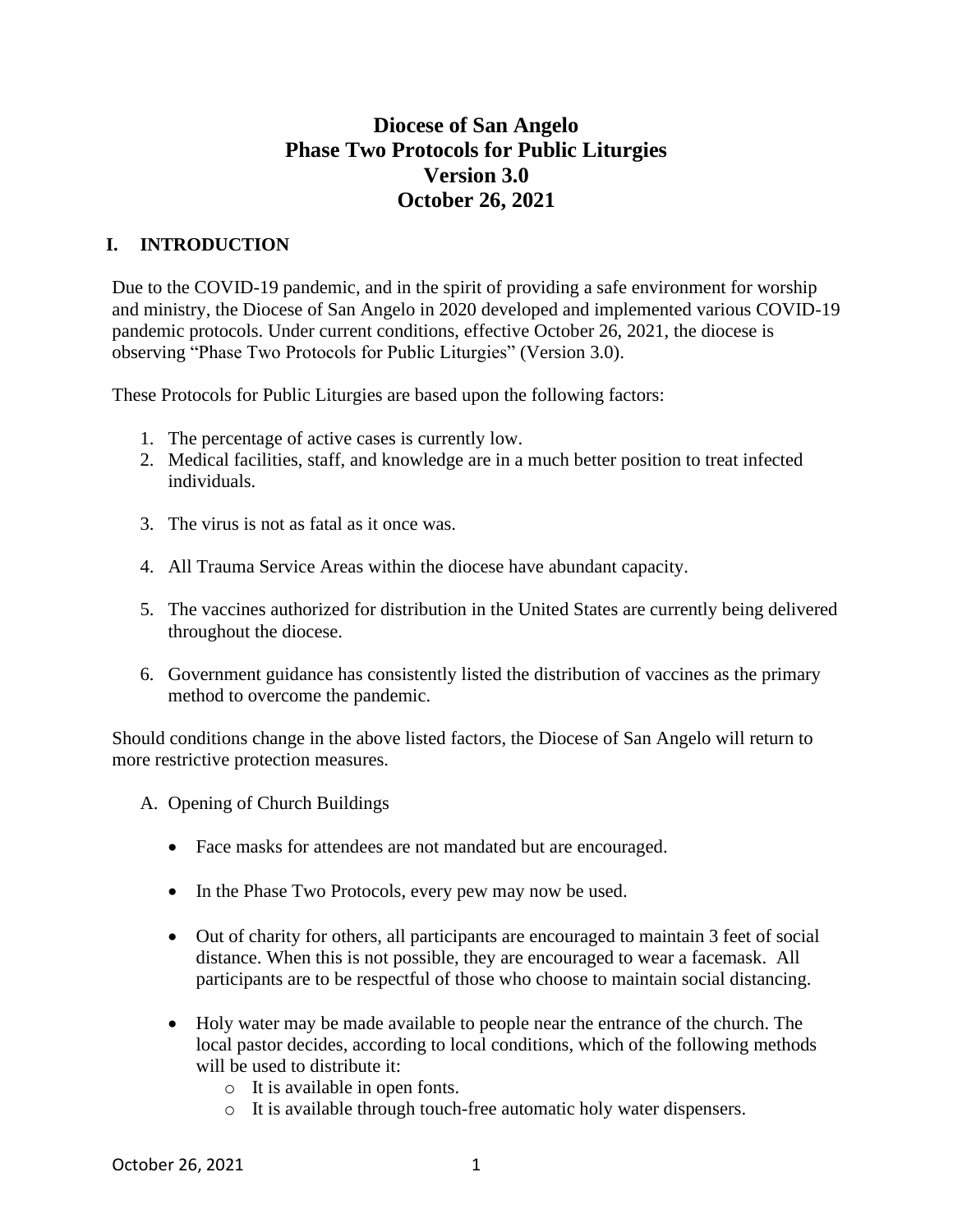# Diocese of San Angelo
# Phase Two Protocols for Public Liturgies
# Version 3.0
# October 26, 2021

## I. INTRODUCTION

Due to the COVID-19 pandemic, and in the spirit of providing a safe environment for worship and ministry, the Diocese of San Angelo in 2020 developed and implemented various COVID-19 pandemic protocols. Under current conditions, effective October 26, 2021, the diocese is observing "Phase Two Protocols for Public Liturgies" (Version 3.0).

These Protocols for Public Liturgies are based upon the following factors:

1. The percentage of active cases is currently low.
2. Medical facilities, staff, and knowledge are in a much better position to treat infected individuals.
3. The virus is not as fatal as it once was.
4. All Trauma Service Areas within the diocese have abundant capacity.
5. The vaccines authorized for distribution in the United States are currently being delivered throughout the diocese.
6. Government guidance has consistently listed the distribution of vaccines as the primary method to overcome the pandemic.

Should conditions change in the above listed factors, the Diocese of San Angelo will return to more restrictive protection measures.

A. Opening of Church Buildings

- Face masks for attendees are not mandated but are encouraged.
- In the Phase Two Protocols, every pew may now be used.
- Out of charity for others, all participants are encouraged to maintain 3 feet of social distance. When this is not possible, they are encouraged to wear a facemask. All participants are to be respectful of those who choose to maintain social distancing.
- Holy water may be made available to people near the entrance of the church. The local pastor decides, according to local conditions, which of the following methods will be used to distribute it:
  - It is available in open fonts.
  - It is available through touch-free automatic holy water dispensers.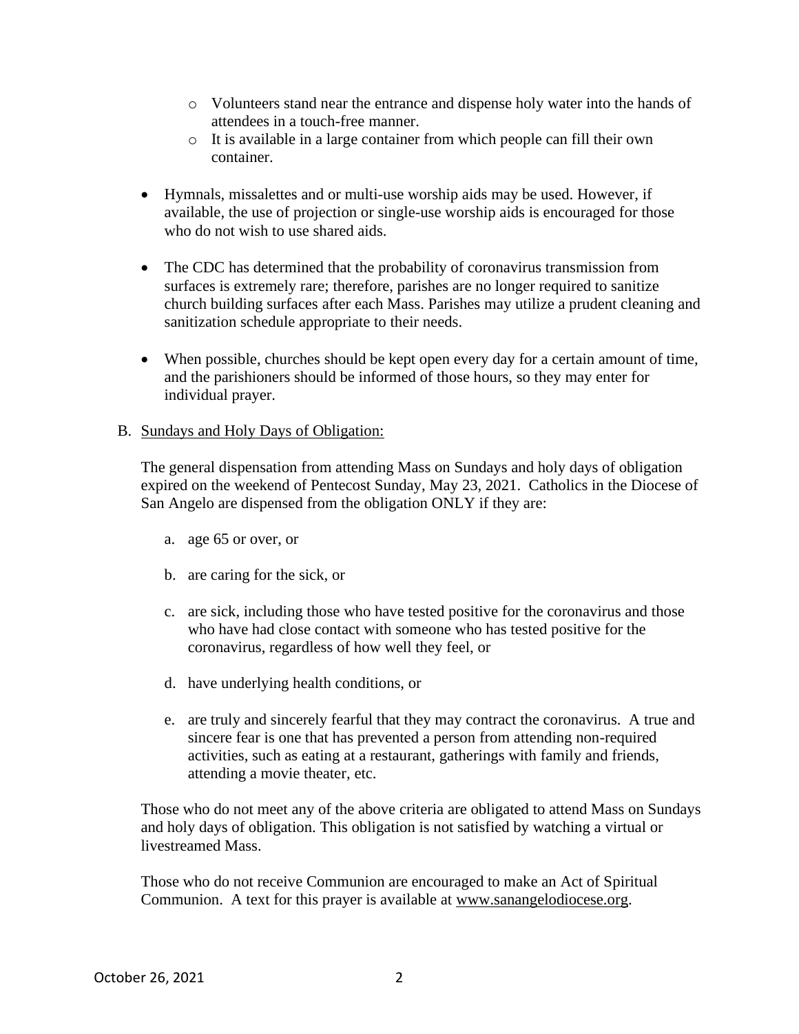- Volunteers stand near the entrance and dispense holy water into the hands of attendees in a touch-free manner.
  - It is available in a large container from which people can fill their own container.

- Hymnals, missalettes and or multi-use worship aids may be used. However, if available, the use of projection or single-use worship aids is encouraged for those who do not wish to use shared aids.

- The CDC has determined that the probability of coronavirus transmission from surfaces is extremely rare; therefore, parishes are no longer required to sanitize church building surfaces after each Mass. Parishes may utilize a prudent cleaning and sanitization schedule appropriate to their needs.

- When possible, churches should be kept open every day for a certain amount of time, and the parishioners should be informed of those hours, so they may enter for individual prayer.

B. Sundays and Holy Days of Obligation:

The general dispensation from attending Mass on Sundays and holy days of obligation expired on the weekend of Pentecost Sunday, May 23, 2021. Catholics in the Diocese of San Angelo are dispensed from the obligation ONLY if they are:

a. age 65 or over, or

b. are caring for the sick, or

c. are sick, including those who have tested positive for the coronavirus and those who have had close contact with someone who has tested positive for the coronavirus, regardless of how well they feel, or

d. have underlying health conditions, or

e. are truly and sincerely fearful that they may contract the coronavirus. A true and sincere fear is one that has prevented a person from attending non-required activities, such as eating at a restaurant, gatherings with family and friends, attending a movie theater, etc.

Those who do not meet any of the above criteria are obligated to attend Mass on Sundays and holy days of obligation. This obligation is not satisfied by watching a virtual or livestreamed Mass.

Those who do not receive Communion are encouraged to make an Act of Spiritual Communion. A text for this prayer is available at www.sanangelodiocese.org.

October 26, 2021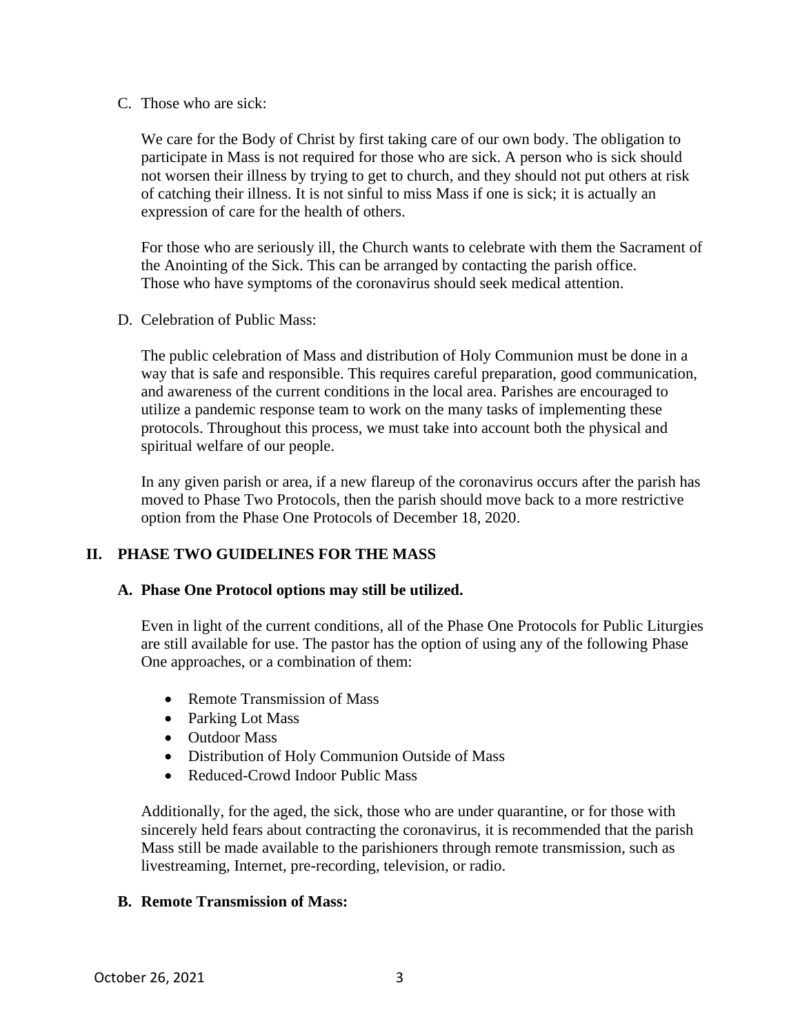C. Those who are sick:

We care for the Body of Christ by first taking care of our own body. The obligation to participate in Mass is not required for those who are sick. A person who is sick should not worsen their illness by trying to get to church, and they should not put others at risk of catching their illness. It is not sinful to miss Mass if one is sick; it is actually an expression of care for the health of others.

For those who are seriously ill, the Church wants to celebrate with them the Sacrament of the Anointing of the Sick. This can be arranged by contacting the parish office. Those who have symptoms of the coronavirus should seek medical attention.

D. Celebration of Public Mass:

The public celebration of Mass and distribution of Holy Communion must be done in a way that is safe and responsible. This requires careful preparation, good communication, and awareness of the current conditions in the local area. Parishes are encouraged to utilize a pandemic response team to work on the many tasks of implementing these protocols. Throughout this process, we must take into account both the physical and spiritual welfare of our people.

In any given parish or area, if a new flareup of the coronavirus occurs after the parish has moved to Phase Two Protocols, then the parish should move back to a more restrictive option from the Phase One Protocols of December 18, 2020.

## II. PHASE TWO GUIDELINES FOR THE MASS

### A. Phase One Protocol options may still be utilized.

Even in light of the current conditions, all of the Phase One Protocols for Public Liturgies are still available for use. The pastor has the option of using any of the following Phase One approaches, or a combination of them:

- Remote Transmission of Mass
- Parking Lot Mass
- Outdoor Mass
- Distribution of Holy Communion Outside of Mass
- Reduced-Crowd Indoor Public Mass

Additionally, for the aged, the sick, those who are under quarantine, or for those with sincerely held fears about contracting the coronavirus, it is recommended that the parish Mass still be made available to the parishioners through remote transmission, such as livestreaming, Internet, pre-recording, television, or radio.

### B. Remote Transmission of Mass: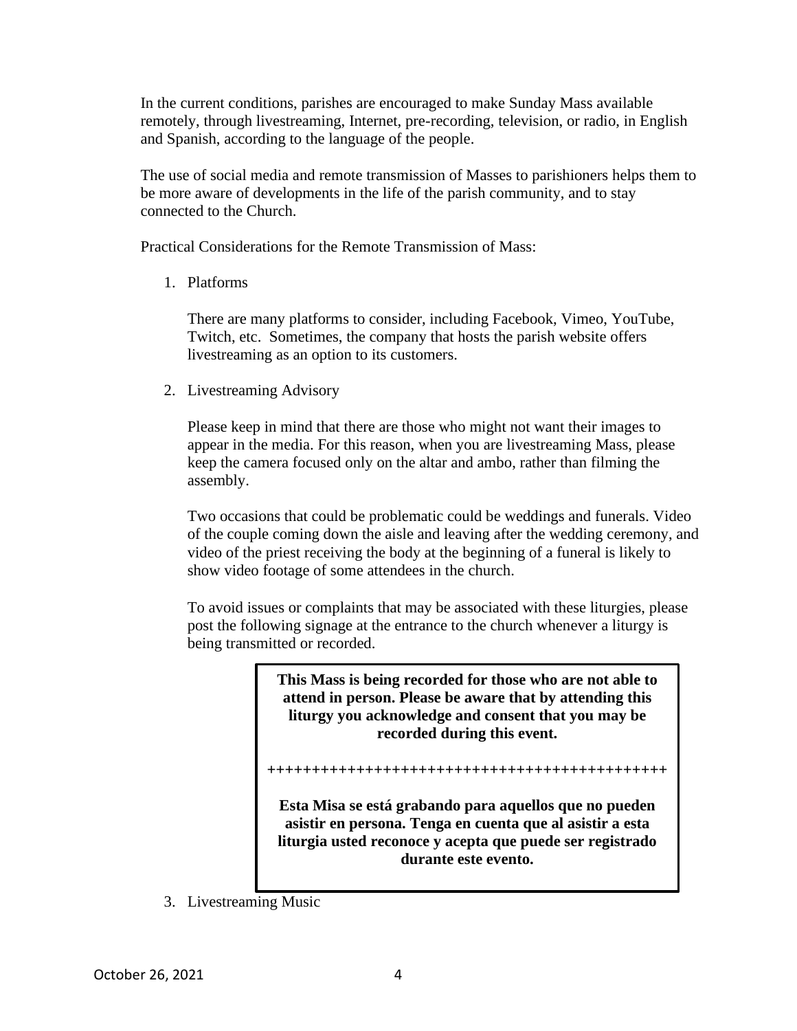In the current conditions, parishes are encouraged to make Sunday Mass available remotely, through livestreaming, Internet, pre-recording, television, or radio, in English and Spanish, according to the language of the people.

The use of social media and remote transmission of Masses to parishioners helps them to be more aware of developments in the life of the parish community, and to stay connected to the Church.

Practical Considerations for the Remote Transmission of Mass:

1. Platforms

   There are many platforms to consider, including Facebook, Vimeo, YouTube, Twitch, etc. Sometimes, the company that hosts the parish website offers livestreaming as an option to its customers.

2. Livestreaming Advisory

   Please keep in mind that there are those who might not want their images to appear in the media. For this reason, when you are livestreaming Mass, please keep the camera focused only on the altar and ambo, rather than filming the assembly.

   Two occasions that could be problematic could be weddings and funerals. Video of the couple coming down the aisle and leaving after the wedding ceremony, and video of the priest receiving the body at the beginning of a funeral is likely to show video footage of some attendees in the church.

   To avoid issues or complaints that may be associated with these liturgies, please post the following signage at the entrance to the church whenever a liturgy is being transmitted or recorded.

   **This Mass is being recorded for those who are not able to attend in person. Please be aware that by attending this liturgy you acknowledge and consent that you may be recorded during this event.**

   ++++++++++++++++++++++++++++++++++++++++++++++

   **Esta Misa se está grabando para aquellos que no pueden asistir en persona. Tenga en cuenta que al asistir a esta liturgia usted reconoce y acepta que puede ser registrado durante este evento.**

3. Livestreaming Music

October 26, 2021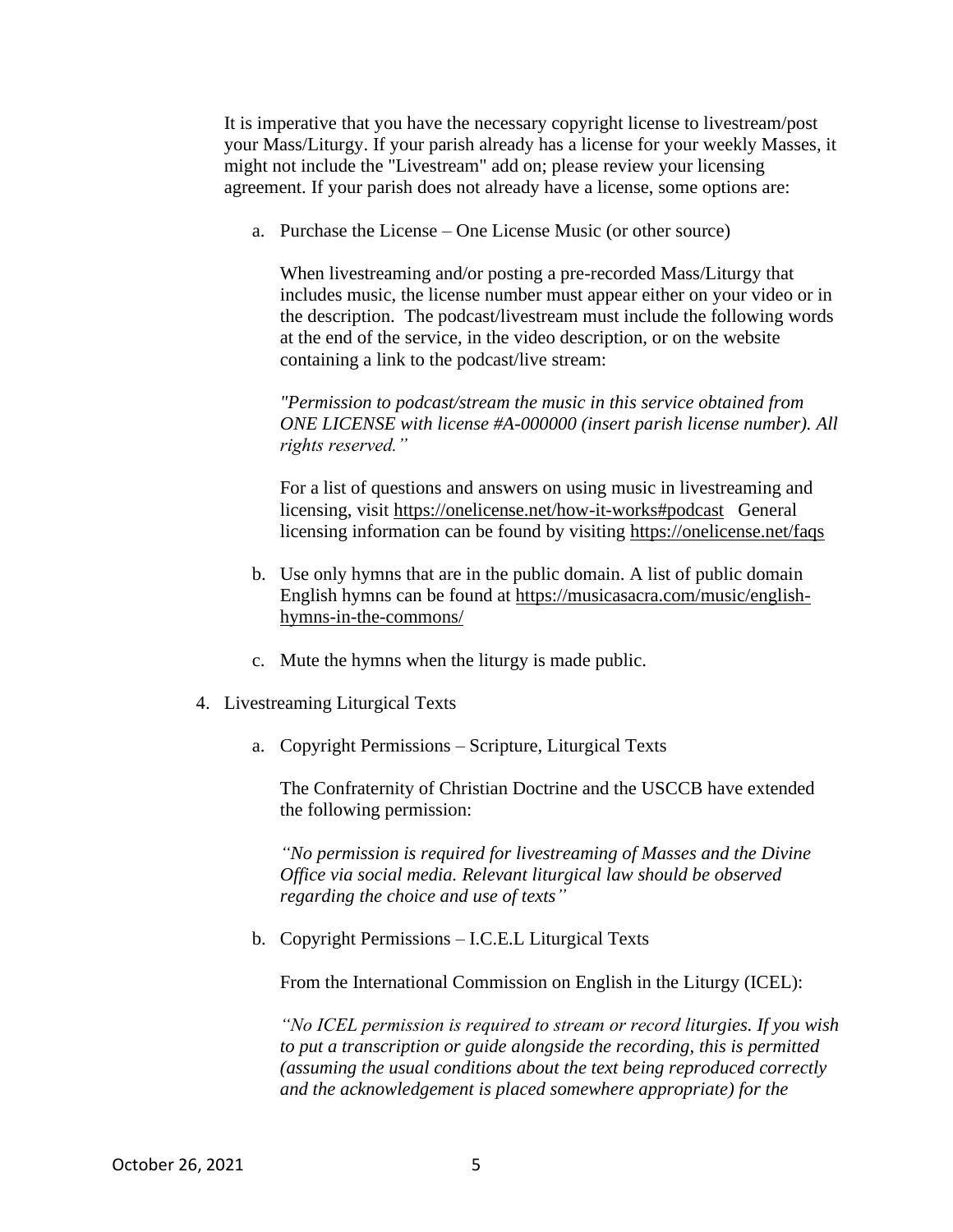It is imperative that you have the necessary copyright license to livestream/post your Mass/Liturgy. If your parish already has a license for your weekly Masses, it might not include the "Livestream" add on; please review your licensing agreement. If your parish does not already have a license, some options are:

a. Purchase the License – One License Music (or other source)

   When livestreaming and/or posting a pre-recorded Mass/Liturgy that includes music, the license number must appear either on your video or in the description. The podcast/livestream must include the following words at the end of the service, in the video description, or on the website containing a link to the podcast/live stream:

   *"Permission to podcast/stream the music in this service obtained from ONE LICENSE with license #A-000000 (insert parish license number). All rights reserved."*

   For a list of questions and answers on using music in livestreaming and licensing, visit https://onelicense.net/how-it-works#podcast General licensing information can be found by visiting https://onelicense.net/faqs

b. Use only hymns that are in the public domain. A list of public domain English hymns can be found at https://musicasacra.com/music/english-hymns-in-the-commons/

c. Mute the hymns when the liturgy is made public.

4. Livestreaming Liturgical Texts

   a. Copyright Permissions – Scripture, Liturgical Texts

      The Confraternity of Christian Doctrine and the USCCB have extended the following permission:

      *"No permission is required for livestreaming of Masses and the Divine Office via social media. Relevant liturgical law should be observed regarding the choice and use of texts"*

   b. Copyright Permissions – I.C.E.L Liturgical Texts

      From the International Commission on English in the Liturgy (ICEL):

      *"No ICEL permission is required to stream or record liturgies. If you wish to put a transcription or guide alongside the recording, this is permitted (assuming the usual conditions about the text being reproduced correctly and the acknowledgement is placed somewhere appropriate) for the*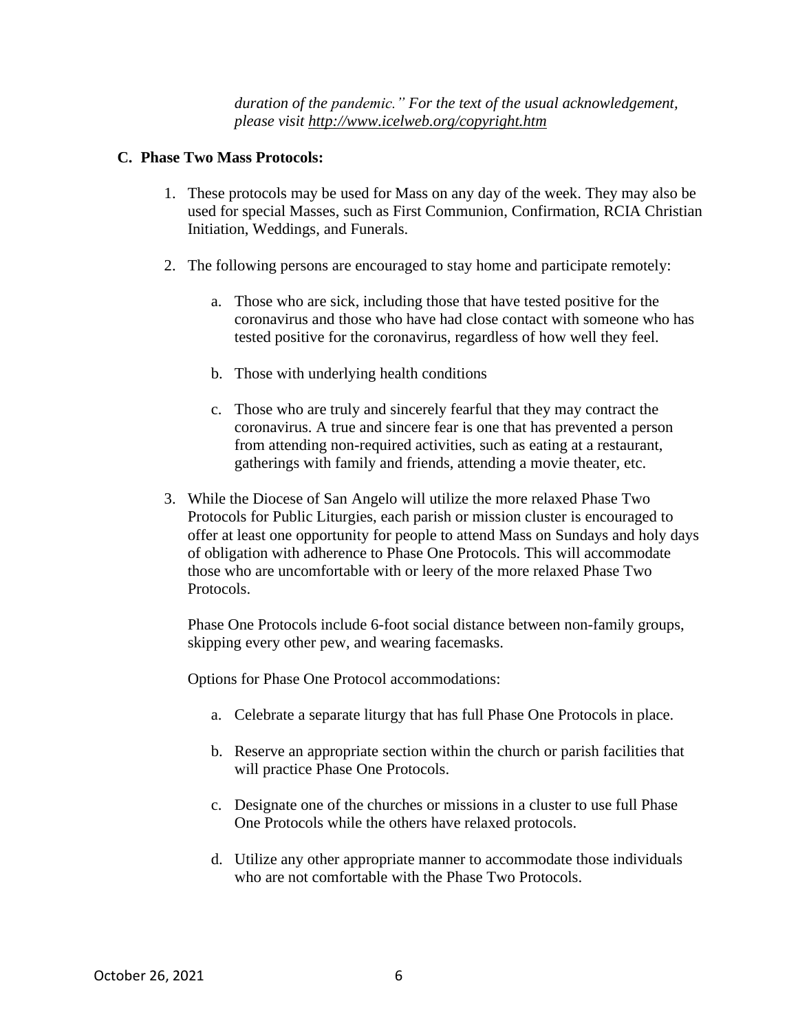*duration of the pandemic." For the text of the usual acknowledgement, please visit http://www.icelweb.org/copyright.htm*

## C. Phase Two Mass Protocols:

1. These protocols may be used for Mass on any day of the week. They may also be used for special Masses, such as First Communion, Confirmation, RCIA Christian Initiation, Weddings, and Funerals.

2. The following persons are encouraged to stay home and participate remotely:

   a. Those who are sick, including those that have tested positive for the coronavirus and those who have had close contact with someone who has tested positive for the coronavirus, regardless of how well they feel.

   b. Those with underlying health conditions

   c. Those who are truly and sincerely fearful that they may contract the coronavirus. A true and sincere fear is one that has prevented a person from attending non-required activities, such as eating at a restaurant, gatherings with family and friends, attending a movie theater, etc.

3. While the Diocese of San Angelo will utilize the more relaxed Phase Two Protocols for Public Liturgies, each parish or mission cluster is encouraged to offer at least one opportunity for people to attend Mass on Sundays and holy days of obligation with adherence to Phase One Protocols. This will accommodate those who are uncomfortable with or leery of the more relaxed Phase Two Protocols.

   Phase One Protocols include 6-foot social distance between non-family groups, skipping every other pew, and wearing facemasks.

   Options for Phase One Protocol accommodations:

   a. Celebrate a separate liturgy that has full Phase One Protocols in place.

   b. Reserve an appropriate section within the church or parish facilities that will practice Phase One Protocols.

   c. Designate one of the churches or missions in a cluster to use full Phase One Protocols while the others have relaxed protocols.

   d. Utilize any other appropriate manner to accommodate those individuals who are not comfortable with the Phase Two Protocols.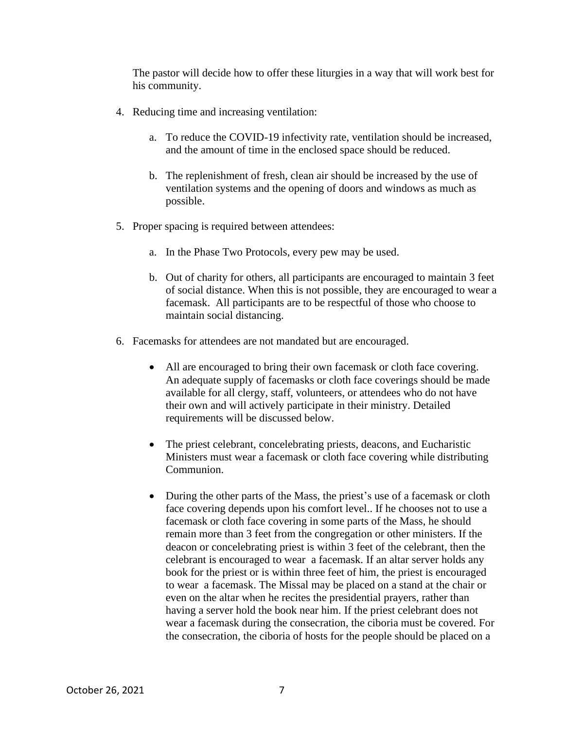The pastor will decide how to offer these liturgies in a way that will work best for his community.

4. Reducing time and increasing ventilation:

   a. To reduce the COVID-19 infectivity rate, ventilation should be increased, and the amount of time in the enclosed space should be reduced.

   b. The replenishment of fresh, clean air should be increased by the use of ventilation systems and the opening of doors and windows as much as possible.

5. Proper spacing is required between attendees:

   a. In the Phase Two Protocols, every pew may be used.

   b. Out of charity for others, all participants are encouraged to maintain 3 feet of social distance. When this is not possible, they are encouraged to wear a facemask. All participants are to be respectful of those who choose to maintain social distancing.

6. Facemasks for attendees are not mandated but are encouraged.

   - All are encouraged to bring their own facemask or cloth face covering. An adequate supply of facemasks or cloth face coverings should be made available for all clergy, staff, volunteers, or attendees who do not have their own and will actively participate in their ministry. Detailed requirements will be discussed below.

   - The priest celebrant, concelebrating priests, deacons, and Eucharistic Ministers must wear a facemask or cloth face covering while distributing Communion.

   - During the other parts of the Mass, the priest's use of a facemask or cloth face covering depends upon his comfort level.. If he chooses not to use a facemask or cloth face covering in some parts of the Mass, he should remain more than 3 feet from the congregation or other ministers. If the deacon or concelebrating priest is within 3 feet of the celebrant, then the celebrant is encouraged to wear a facemask. If an altar server holds any book for the priest or is within three feet of him, the priest is encouraged to wear a facemask. The Missal may be placed on a stand at the chair or even on the altar when he recites the presidential prayers, rather than having a server hold the book near him. If the priest celebrant does not wear a facemask during the consecration, the ciboria must be covered. For the consecration, the ciboria of hosts for the people should be placed on a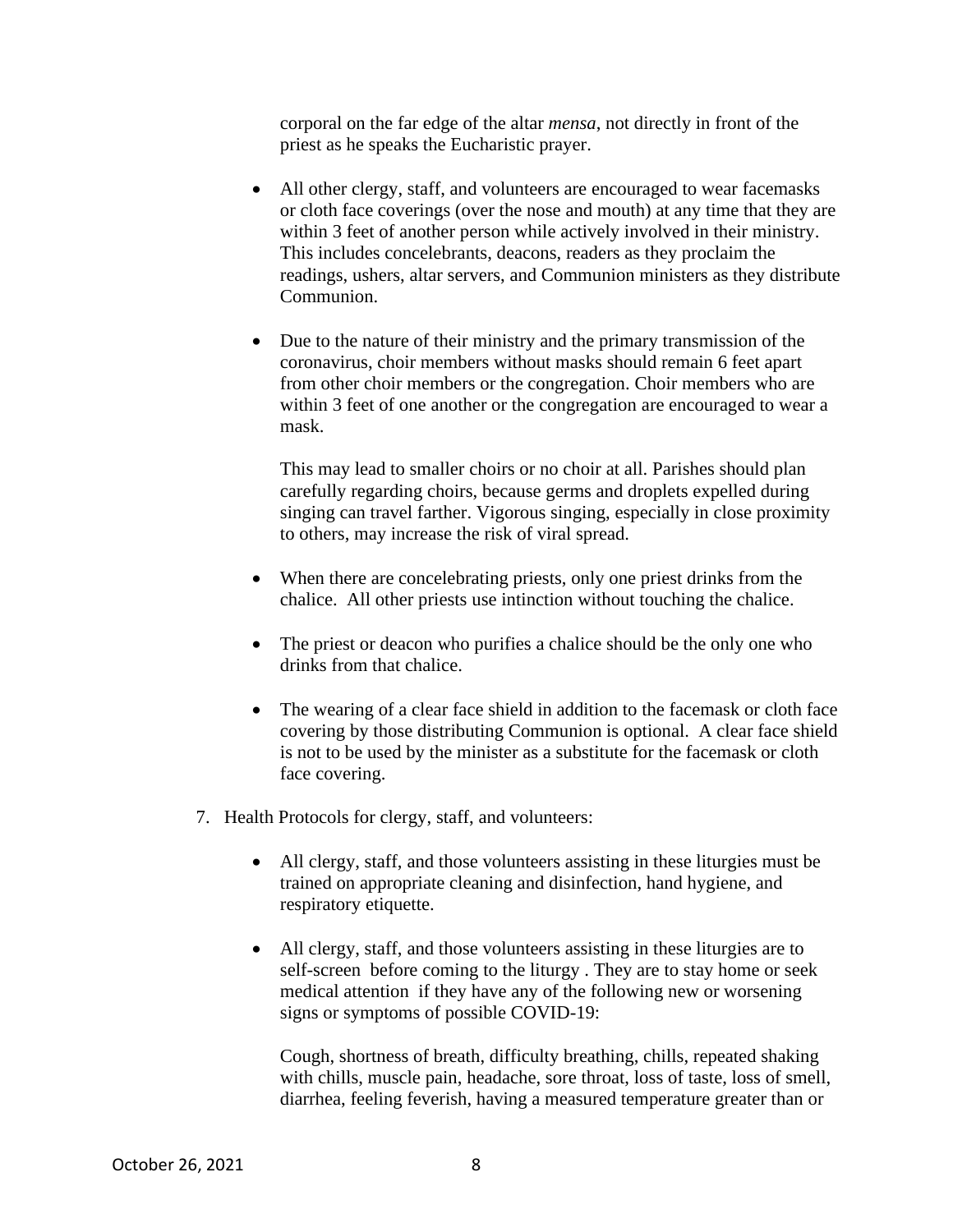corporal on the far edge of the altar *mensa*, not directly in front of the priest as he speaks the Eucharistic prayer.

- All other clergy, staff, and volunteers are encouraged to wear facemasks or cloth face coverings (over the nose and mouth) at any time that they are within 3 feet of another person while actively involved in their ministry. This includes concelebrants, deacons, readers as they proclaim the readings, ushers, altar servers, and Communion ministers as they distribute Communion.

- Due to the nature of their ministry and the primary transmission of the coronavirus, choir members without masks should remain 6 feet apart from other choir members or the congregation. Choir members who are within 3 feet of one another or the congregation are encouraged to wear a mask.

  This may lead to smaller choirs or no choir at all. Parishes should plan carefully regarding choirs, because germs and droplets expelled during singing can travel farther. Vigorous singing, especially in close proximity to others, may increase the risk of viral spread.

- When there are concelebrating priests, only one priest drinks from the chalice. All other priests use intinction without touching the chalice.

- The priest or deacon who purifies a chalice should be the only one who drinks from that chalice.

- The wearing of a clear face shield in addition to the facemask or cloth face covering by those distributing Communion is optional. A clear face shield is not to be used by the minister as a substitute for the facemask or cloth face covering.

7. Health Protocols for clergy, staff, and volunteers:

   - All clergy, staff, and those volunteers assisting in these liturgies must be trained on appropriate cleaning and disinfection, hand hygiene, and respiratory etiquette.

   - All clergy, staff, and those volunteers assisting in these liturgies are to self-screen before coming to the liturgy . They are to stay home or seek medical attention if they have any of the following new or worsening signs or symptoms of possible COVID-19:

     Cough, shortness of breath, difficulty breathing, chills, repeated shaking with chills, muscle pain, headache, sore throat, loss of taste, loss of smell, diarrhea, feeling feverish, having a measured temperature greater than or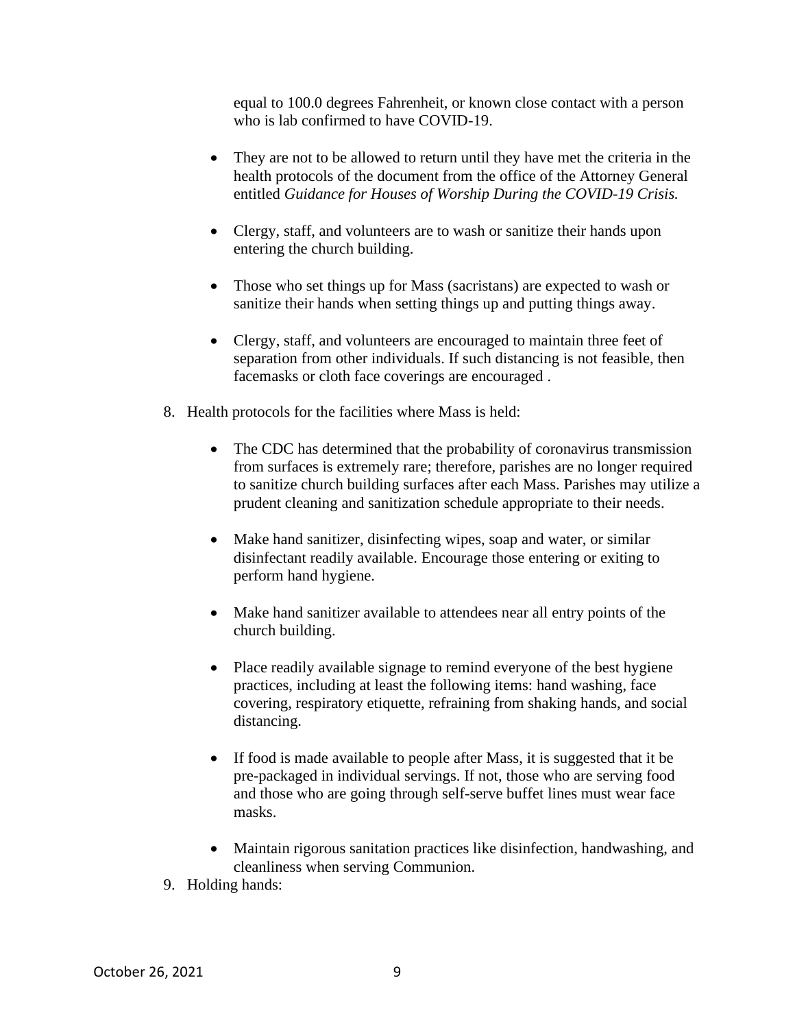equal to 100.0 degrees Fahrenheit, or known close contact with a person who is lab confirmed to have COVID-19.

- They are not to be allowed to return until they have met the criteria in the health protocols of the document from the office of the Attorney General entitled *Guidance for Houses of Worship During the COVID-19 Crisis.*

- Clergy, staff, and volunteers are to wash or sanitize their hands upon entering the church building.

- Those who set things up for Mass (sacristans) are expected to wash or sanitize their hands when setting things up and putting things away.

- Clergy, staff, and volunteers are encouraged to maintain three feet of separation from other individuals. If such distancing is not feasible, then facemasks or cloth face coverings are encouraged .

8. Health protocols for the facilities where Mass is held:

    - The CDC has determined that the probability of coronavirus transmission from surfaces is extremely rare; therefore, parishes are no longer required to sanitize church building surfaces after each Mass. Parishes may utilize a prudent cleaning and sanitization schedule appropriate to their needs.

    - Make hand sanitizer, disinfecting wipes, soap and water, or similar disinfectant readily available. Encourage those entering or exiting to perform hand hygiene.

    - Make hand sanitizer available to attendees near all entry points of the church building.

    - Place readily available signage to remind everyone of the best hygiene practices, including at least the following items: hand washing, face covering, respiratory etiquette, refraining from shaking hands, and social distancing.

    - If food is made available to people after Mass, it is suggested that it be pre-packaged in individual servings. If not, those who are serving food and those who are going through self-serve buffet lines must wear face masks.

    - Maintain rigorous sanitation practices like disinfection, handwashing, and cleanliness when serving Communion.

9. Holding hands: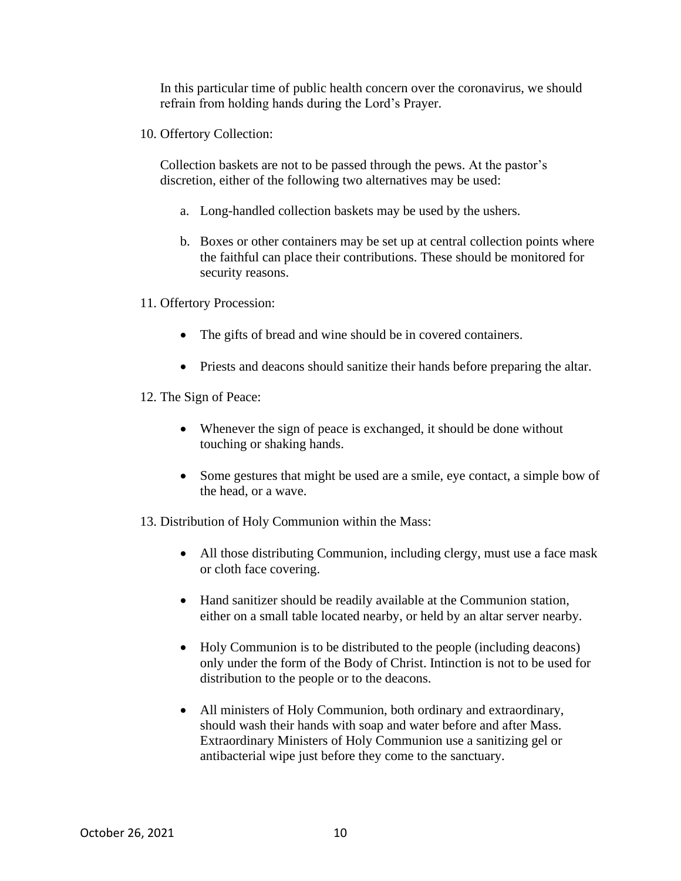In this particular time of public health concern over the coronavirus, we should refrain from holding hands during the Lord's Prayer.

10. Offertory Collection:

    Collection baskets are not to be passed through the pews. At the pastor's discretion, either of the following two alternatives may be used:

    a. Long-handled collection baskets may be used by the ushers.

    b. Boxes or other containers may be set up at central collection points where the faithful can place their contributions. These should be monitored for security reasons.

11. Offertory Procession:

    - The gifts of bread and wine should be in covered containers.
    - Priests and deacons should sanitize their hands before preparing the altar.

12. The Sign of Peace:

    - Whenever the sign of peace is exchanged, it should be done without touching or shaking hands.
    - Some gestures that might be used are a smile, eye contact, a simple bow of the head, or a wave.

13. Distribution of Holy Communion within the Mass:

    - All those distributing Communion, including clergy, must use a face mask or cloth face covering.
    - Hand sanitizer should be readily available at the Communion station, either on a small table located nearby, or held by an altar server nearby.
    - Holy Communion is to be distributed to the people (including deacons) only under the form of the Body of Christ. Intinction is not to be used for distribution to the people or to the deacons.
    - All ministers of Holy Communion, both ordinary and extraordinary, should wash their hands with soap and water before and after Mass. Extraordinary Ministers of Holy Communion use a sanitizing gel or antibacterial wipe just before they come to the sanctuary.

October 26, 2021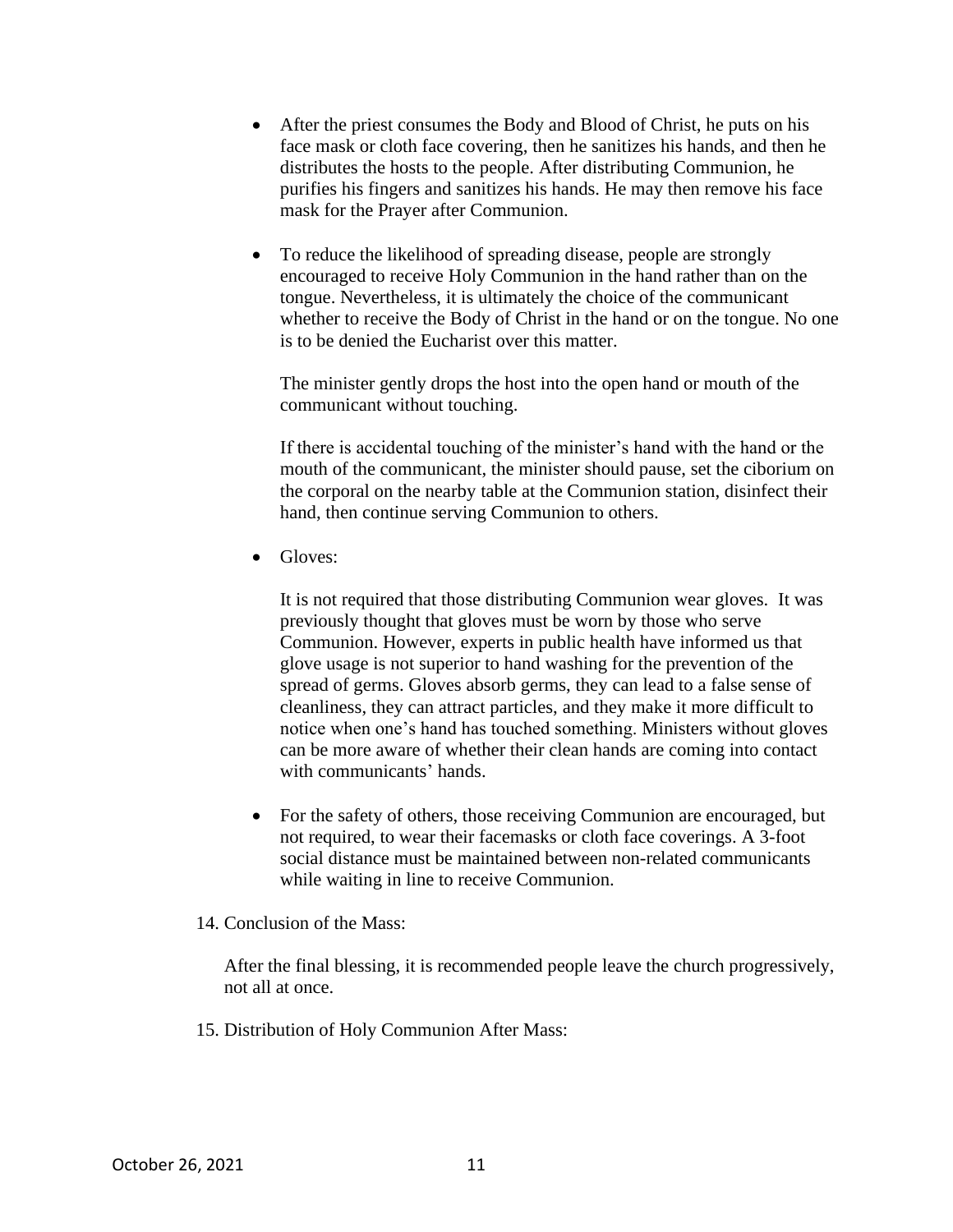- After the priest consumes the Body and Blood of Christ, he puts on his face mask or cloth face covering, then he sanitizes his hands, and then he distributes the hosts to the people. After distributing Communion, he purifies his fingers and sanitizes his hands. He may then remove his face mask for the Prayer after Communion.

- To reduce the likelihood of spreading disease, people are strongly encouraged to receive Holy Communion in the hand rather than on the tongue. Nevertheless, it is ultimately the choice of the communicant whether to receive the Body of Christ in the hand or on the tongue. No one is to be denied the Eucharist over this matter.

  The minister gently drops the host into the open hand or mouth of the communicant without touching.

  If there is accidental touching of the minister's hand with the hand or the mouth of the communicant, the minister should pause, set the ciborium on the corporal on the nearby table at the Communion station, disinfect their hand, then continue serving Communion to others.

- Gloves:

  It is not required that those distributing Communion wear gloves. It was previously thought that gloves must be worn by those who serve Communion. However, experts in public health have informed us that glove usage is not superior to hand washing for the prevention of the spread of germs. Gloves absorb germs, they can lead to a false sense of cleanliness, they can attract particles, and they make it more difficult to notice when one's hand has touched something. Ministers without gloves can be more aware of whether their clean hands are coming into contact with communicants' hands.

- For the safety of others, those receiving Communion are encouraged, but not required, to wear their facemasks or cloth face coverings. A 3-foot social distance must be maintained between non-related communicants while waiting in line to receive Communion.

14. Conclusion of the Mass:

    After the final blessing, it is recommended people leave the church progressively, not all at once.

15. Distribution of Holy Communion After Mass: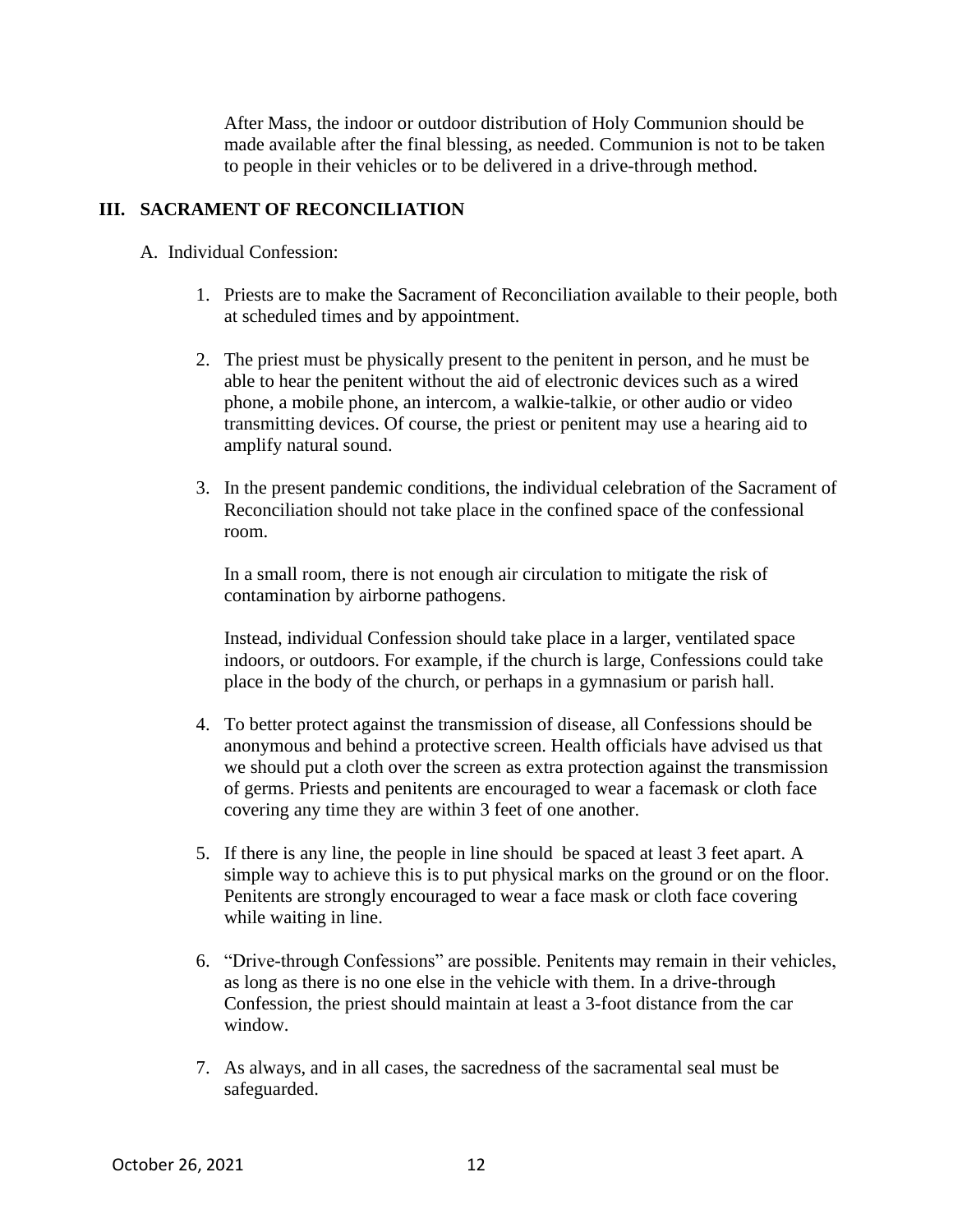After Mass, the indoor or outdoor distribution of Holy Communion should be made available after the final blessing, as needed. Communion is not to be taken to people in their vehicles or to be delivered in a drive-through method.

## III. SACRAMENT OF RECONCILIATION

A. Individual Confession:

1. Priests are to make the Sacrament of Reconciliation available to their people, both at scheduled times and by appointment.

2. The priest must be physically present to the penitent in person, and he must be able to hear the penitent without the aid of electronic devices such as a wired phone, a mobile phone, an intercom, a walkie-talkie, or other audio or video transmitting devices. Of course, the priest or penitent may use a hearing aid to amplify natural sound.

3. In the present pandemic conditions, the individual celebration of the Sacrament of Reconciliation should not take place in the confined space of the confessional room.

   In a small room, there is not enough air circulation to mitigate the risk of contamination by airborne pathogens.

   Instead, individual Confession should take place in a larger, ventilated space indoors, or outdoors. For example, if the church is large, Confessions could take place in the body of the church, or perhaps in a gymnasium or parish hall.

4. To better protect against the transmission of disease, all Confessions should be anonymous and behind a protective screen. Health officials have advised us that we should put a cloth over the screen as extra protection against the transmission of germs. Priests and penitents are encouraged to wear a facemask or cloth face covering any time they are within 3 feet of one another.

5. If there is any line, the people in line should be spaced at least 3 feet apart. A simple way to achieve this is to put physical marks on the ground or on the floor. Penitents are strongly encouraged to wear a face mask or cloth face covering while waiting in line.

6. "Drive-through Confessions" are possible. Penitents may remain in their vehicles, as long as there is no one else in the vehicle with them. In a drive-through Confession, the priest should maintain at least a 3-foot distance from the car window.

7. As always, and in all cases, the sacredness of the sacramental seal must be safeguarded.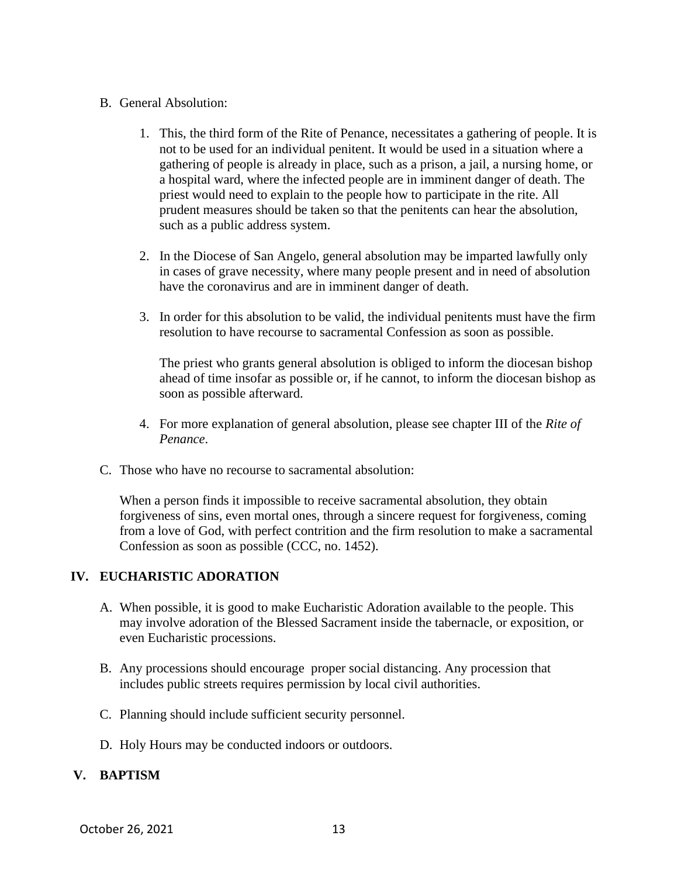B. General Absolution:

1. This, the third form of the Rite of Penance, necessitates a gathering of people. It is not to be used for an individual penitent. It would be used in a situation where a gathering of people is already in place, such as a prison, a jail, a nursing home, or a hospital ward, where the infected people are in imminent danger of death. The priest would need to explain to the people how to participate in the rite. All prudent measures should be taken so that the penitents can hear the absolution, such as a public address system.

2. In the Diocese of San Angelo, general absolution may be imparted lawfully only in cases of grave necessity, where many people present and in need of absolution have the coronavirus and are in imminent danger of death.

3. In order for this absolution to be valid, the individual penitents must have the firm resolution to have recourse to sacramental Confession as soon as possible.

   The priest who grants general absolution is obliged to inform the diocesan bishop ahead of time insofar as possible or, if he cannot, to inform the diocesan bishop as soon as possible afterward.

4. For more explanation of general absolution, please see chapter III of the *Rite of Penance*.

C. Those who have no recourse to sacramental absolution:

   When a person finds it impossible to receive sacramental absolution, they obtain forgiveness of sins, even mortal ones, through a sincere request for forgiveness, coming from a love of God, with perfect contrition and the firm resolution to make a sacramental Confession as soon as possible (CCC, no. 1452).

## IV. EUCHARISTIC ADORATION

A. When possible, it is good to make Eucharistic Adoration available to the people. This may involve adoration of the Blessed Sacrament inside the tabernacle, or exposition, or even Eucharistic processions.

B. Any processions should encourage proper social distancing. Any procession that includes public streets requires permission by local civil authorities.

C. Planning should include sufficient security personnel.

D. Holy Hours may be conducted indoors or outdoors.

## V. BAPTISM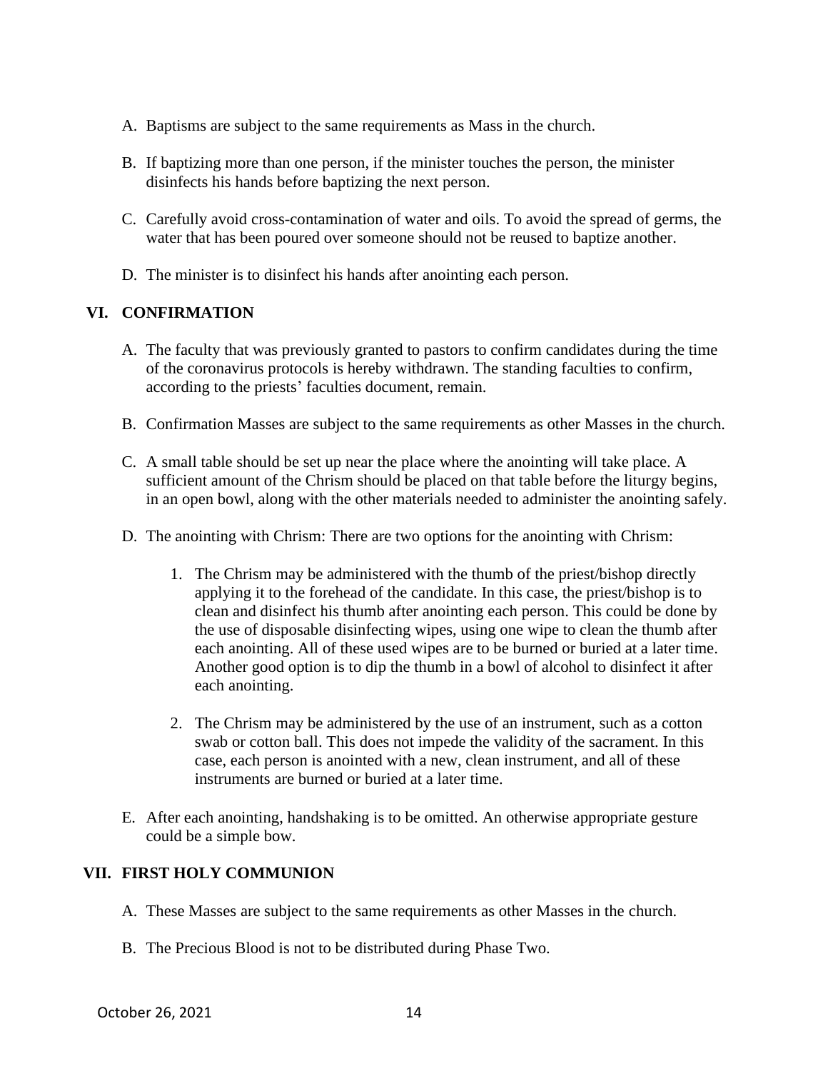A. Baptisms are subject to the same requirements as Mass in the church.

B. If baptizing more than one person, if the minister touches the person, the minister disinfects his hands before baptizing the next person.

C. Carefully avoid cross-contamination of water and oils. To avoid the spread of germs, the water that has been poured over someone should not be reused to baptize another.

D. The minister is to disinfect his hands after anointing each person.

## VI. CONFIRMATION

A. The faculty that was previously granted to pastors to confirm candidates during the time of the coronavirus protocols is hereby withdrawn. The standing faculties to confirm, according to the priests' faculties document, remain.

B. Confirmation Masses are subject to the same requirements as other Masses in the church.

C. A small table should be set up near the place where the anointing will take place. A sufficient amount of the Chrism should be placed on that table before the liturgy begins, in an open bowl, along with the other materials needed to administer the anointing safely.

D. The anointing with Chrism: There are two options for the anointing with Chrism:

   1. The Chrism may be administered with the thumb of the priest/bishop directly applying it to the forehead of the candidate. In this case, the priest/bishop is to clean and disinfect his thumb after anointing each person. This could be done by the use of disposable disinfecting wipes, using one wipe to clean the thumb after each anointing. All of these used wipes are to be burned or buried at a later time. Another good option is to dip the thumb in a bowl of alcohol to disinfect it after each anointing.

   2. The Chrism may be administered by the use of an instrument, such as a cotton swab or cotton ball. This does not impede the validity of the sacrament. In this case, each person is anointed with a new, clean instrument, and all of these instruments are burned or buried at a later time.

E. After each anointing, handshaking is to be omitted. An otherwise appropriate gesture could be a simple bow.

## VII. FIRST HOLY COMMUNION

A. These Masses are subject to the same requirements as other Masses in the church.

B. The Precious Blood is not to be distributed during Phase Two.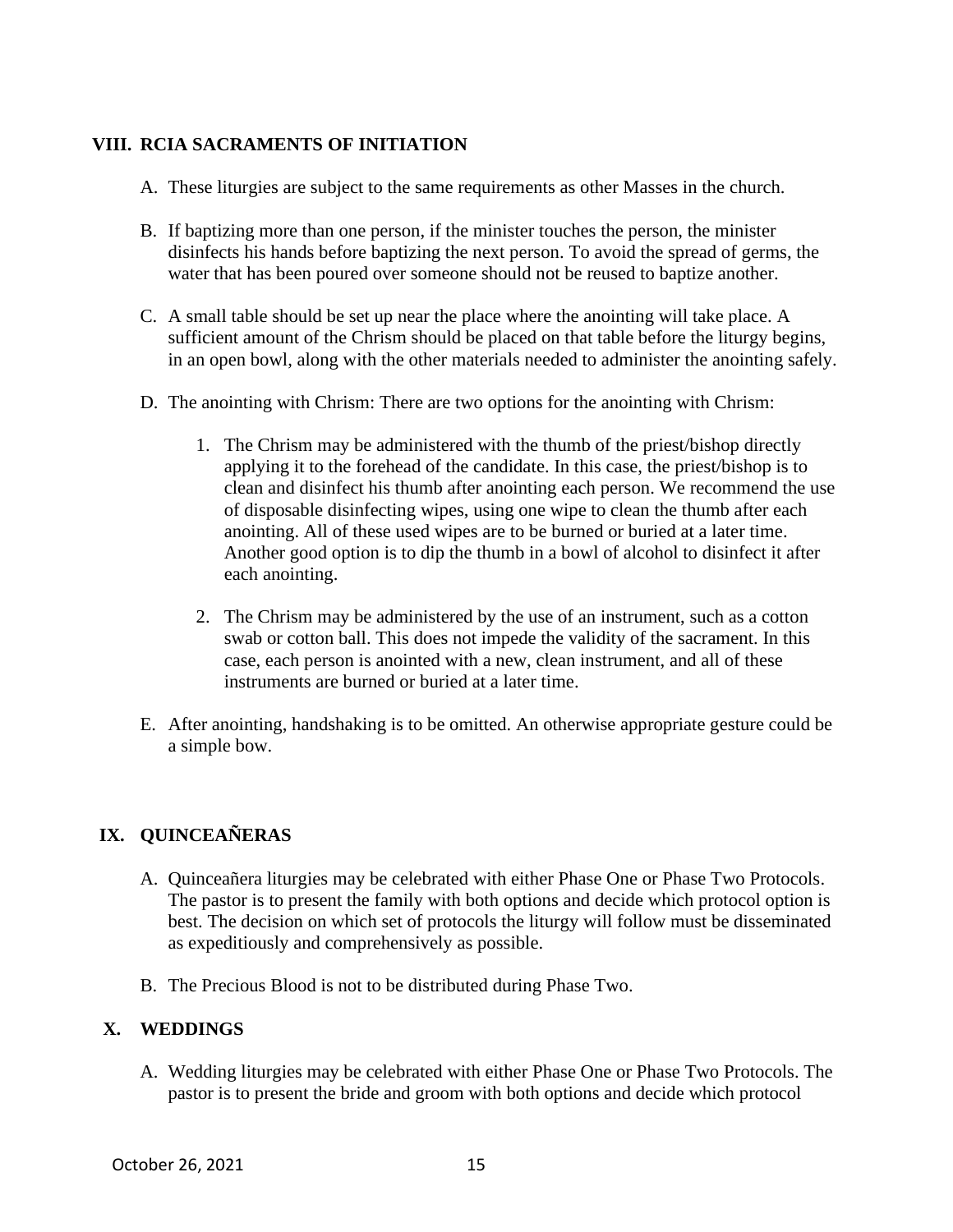## VIII. RCIA SACRAMENTS OF INITIATION

A. These liturgies are subject to the same requirements as other Masses in the church.

B. If baptizing more than one person, if the minister touches the person, the minister disinfects his hands before baptizing the next person. To avoid the spread of germs, the water that has been poured over someone should not be reused to baptize another.

C. A small table should be set up near the place where the anointing will take place. A sufficient amount of the Chrism should be placed on that table before the liturgy begins, in an open bowl, along with the other materials needed to administer the anointing safely.

D. The anointing with Chrism: There are two options for the anointing with Chrism:

1. The Chrism may be administered with the thumb of the priest/bishop directly applying it to the forehead of the candidate. In this case, the priest/bishop is to clean and disinfect his thumb after anointing each person. We recommend the use of disposable disinfecting wipes, using one wipe to clean the thumb after each anointing. All of these used wipes are to be burned or buried at a later time. Another good option is to dip the thumb in a bowl of alcohol to disinfect it after each anointing.

2. The Chrism may be administered by the use of an instrument, such as a cotton swab or cotton ball. This does not impede the validity of the sacrament. In this case, each person is anointed with a new, clean instrument, and all of these instruments are burned or buried at a later time.

E. After anointing, handshaking is to be omitted. An otherwise appropriate gesture could be a simple bow.

## IX. QUINCEAÑERAS

A. Quinceañera liturgies may be celebrated with either Phase One or Phase Two Protocols. The pastor is to present the family with both options and decide which protocol option is best. The decision on which set of protocols the liturgy will follow must be disseminated as expeditiously and comprehensively as possible.

B. The Precious Blood is not to be distributed during Phase Two.

## X. WEDDINGS

A. Wedding liturgies may be celebrated with either Phase One or Phase Two Protocols. The pastor is to present the bride and groom with both options and decide which protocol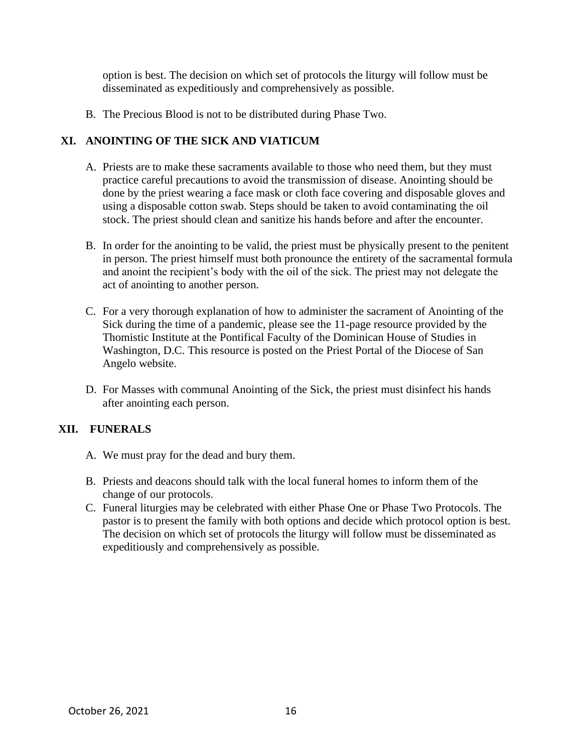option is best. The decision on which set of protocols the liturgy will follow must be disseminated as expeditiously and comprehensively as possible.

B. The Precious Blood is not to be distributed during Phase Two.

## XI. ANOINTING OF THE SICK AND VIATICUM

A. Priests are to make these sacraments available to those who need them, but they must practice careful precautions to avoid the transmission of disease. Anointing should be done by the priest wearing a face mask or cloth face covering and disposable gloves and using a disposable cotton swab. Steps should be taken to avoid contaminating the oil stock. The priest should clean and sanitize his hands before and after the encounter.

B. In order for the anointing to be valid, the priest must be physically present to the penitent in person. The priest himself must both pronounce the entirety of the sacramental formula and anoint the recipient's body with the oil of the sick. The priest may not delegate the act of anointing to another person.

C. For a very thorough explanation of how to administer the sacrament of Anointing of the Sick during the time of a pandemic, please see the 11-page resource provided by the Thomistic Institute at the Pontifical Faculty of the Dominican House of Studies in Washington, D.C. This resource is posted on the Priest Portal of the Diocese of San Angelo website.

D. For Masses with communal Anointing of the Sick, the priest must disinfect his hands after anointing each person.

## XII. FUNERALS

A. We must pray for the dead and bury them.

B. Priests and deacons should talk with the local funeral homes to inform them of the change of our protocols.

C. Funeral liturgies may be celebrated with either Phase One or Phase Two Protocols. The pastor is to present the family with both options and decide which protocol option is best. The decision on which set of protocols the liturgy will follow must be disseminated as expeditiously and comprehensively as possible.